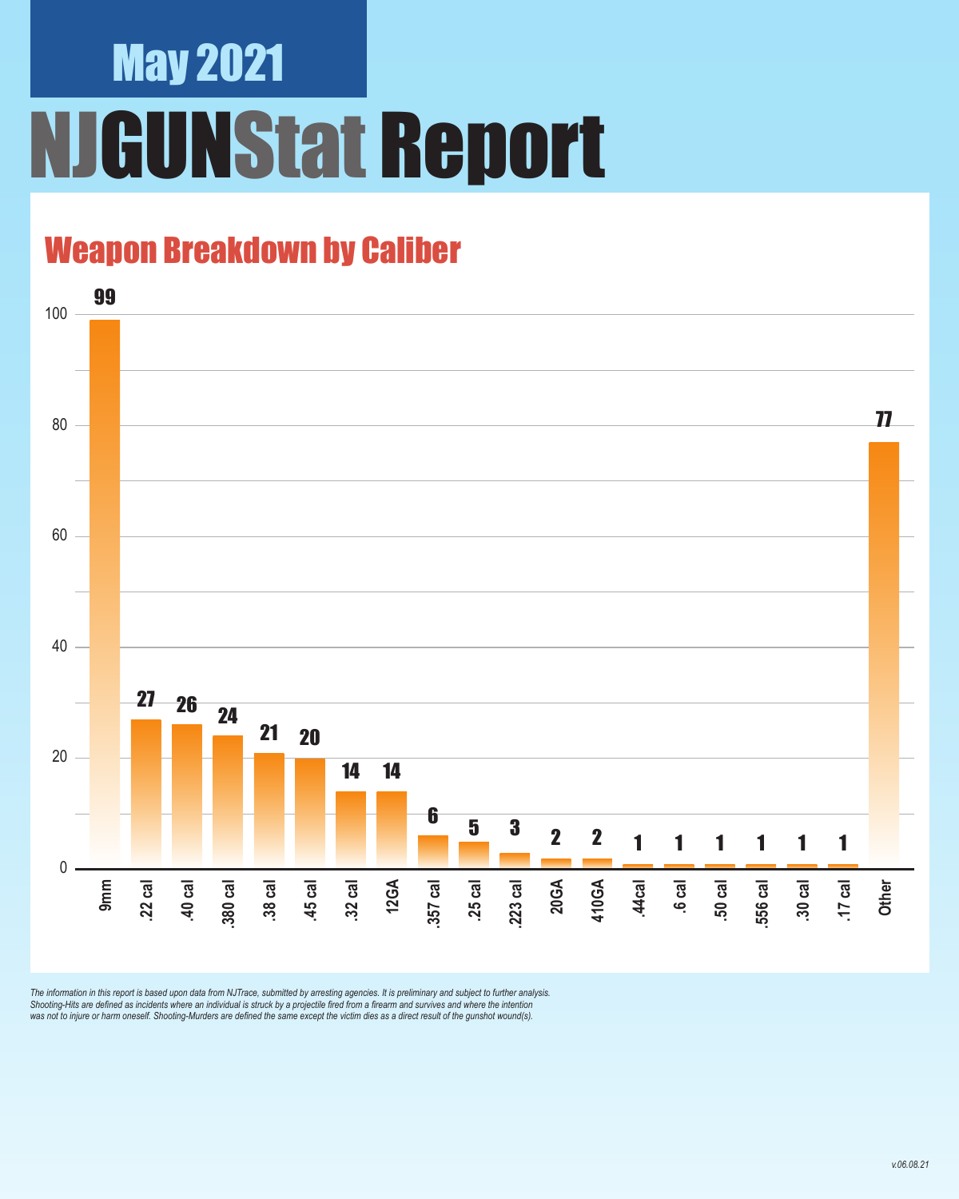# May 2021

# NJGUNStat Report

## Weapon Breakdown by Caliber

| Caliber | Count |
|---|---|
| 9mm | 99 |
| .22 cal | 27 |
| .40 cal | 26 |
| .380 cal | 24 |
| .38 cal | 21 |
| .45 cal | 20 |
| .32 cal | 14 |
| 12GA | 14 |
| .357 cal | 6 |
| .25 cal | 5 |
| .223 cal | 3 |
| 20GA | 2 |
| 410GA | 2 |
| .44cal | 1 |
| .6 cal | 1 |
| .50 cal | 1 |
| .556 cal | 1 |
| .30 cal | 1 |
| .17 cal | 1 |
| Other | 77 |

*The information in this report is based upon data from NJTrace, submitted by arresting agencies. It is preliminary and subject to further analysis. Shooting-Hits are defined as incidents where an individual is struck by a projectile fired from a firearm and survives and where the intention was not to injure or harm oneself. Shooting-Murders are defined the same except the victim dies as a direct result of the gunshot wound(s).*

*v.06.08.21*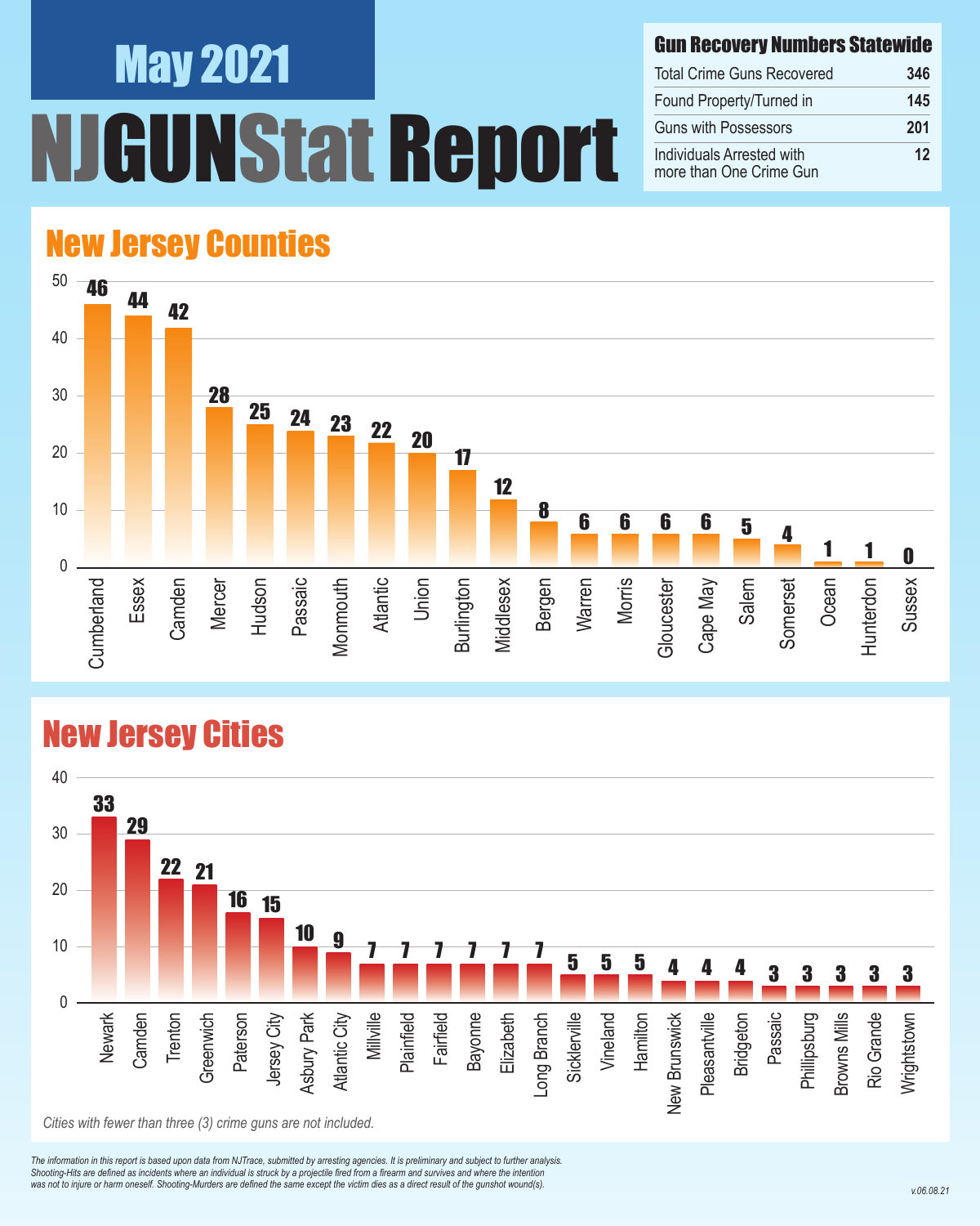# May 2021

# NJGUNStat Report

## Gun Recovery Numbers Statewide

| Gun Recovery Numbers Statewide | |
|---|---|
| Total Crime Guns Recovered | 346 |
| Found Property/Turned in | 145 |
| Guns with Possessors | 201 |
| Individuals Arrested with more than One Crime Gun | 12 |

## New Jersey Counties

| County | Crime Guns |
|---|---|
| Cumberland | 46 |
| Essex | 44 |
| Camden | 42 |
| Mercer | 28 |
| Hudson | 25 |
| Passaic | 24 |
| Monmouth | 23 |
| Atlantic | 22 |
| Union | 20 |
| Burlington | 17 |
| Middlesex | 12 |
| Bergen | 8 |
| Warren | 6 |
| Morris | 6 |
| Gloucester | 6 |
| Cape May | 6 |
| Salem | 5 |
| Somerset | 4 |
| Ocean | 1 |
| Hunterdon | 1 |
| Sussex | 0 |

## New Jersey Cities

| City | Crime Guns |
|---|---|
| Newark | 33 |
| Camden | 29 |
| Trenton | 22 |
| Greenwich | 21 |
| Paterson | 16 |
| Jersey City | 15 |
| Asbury Park | 10 |
| Atlantic City | 9 |
| Millville | 7 |
| Plainfield | 7 |
| Fairfield | 7 |
| Bayonne | 7 |
| Elizabeth | 7 |
| Long Branch | 7 |
| Sicklerville | 5 |
| Vineland | 5 |
| Hamilton | 5 |
| New Brunswick | 4 |
| Pleasantville | 4 |
| Bridgeton | 4 |
| Passaic | 3 |
| Phillipsburg | 3 |
| Browns Mills | 3 |
| Rio Grande | 3 |
| Wrightstown | 3 |

*Cities with fewer than three (3) crime guns are not included.*

*The information in this report is based upon data from NJTrace, submitted by arresting agencies. It is preliminary and subject to further analysis. Shooting-Hits are defined as incidents where an individual is struck by a projectile fired from a firearm and survives and where the intention was not to injure or harm oneself. Shooting-Murders are defined the same except the victim dies as a direct result of the gunshot wound(s).*

v.06.08.21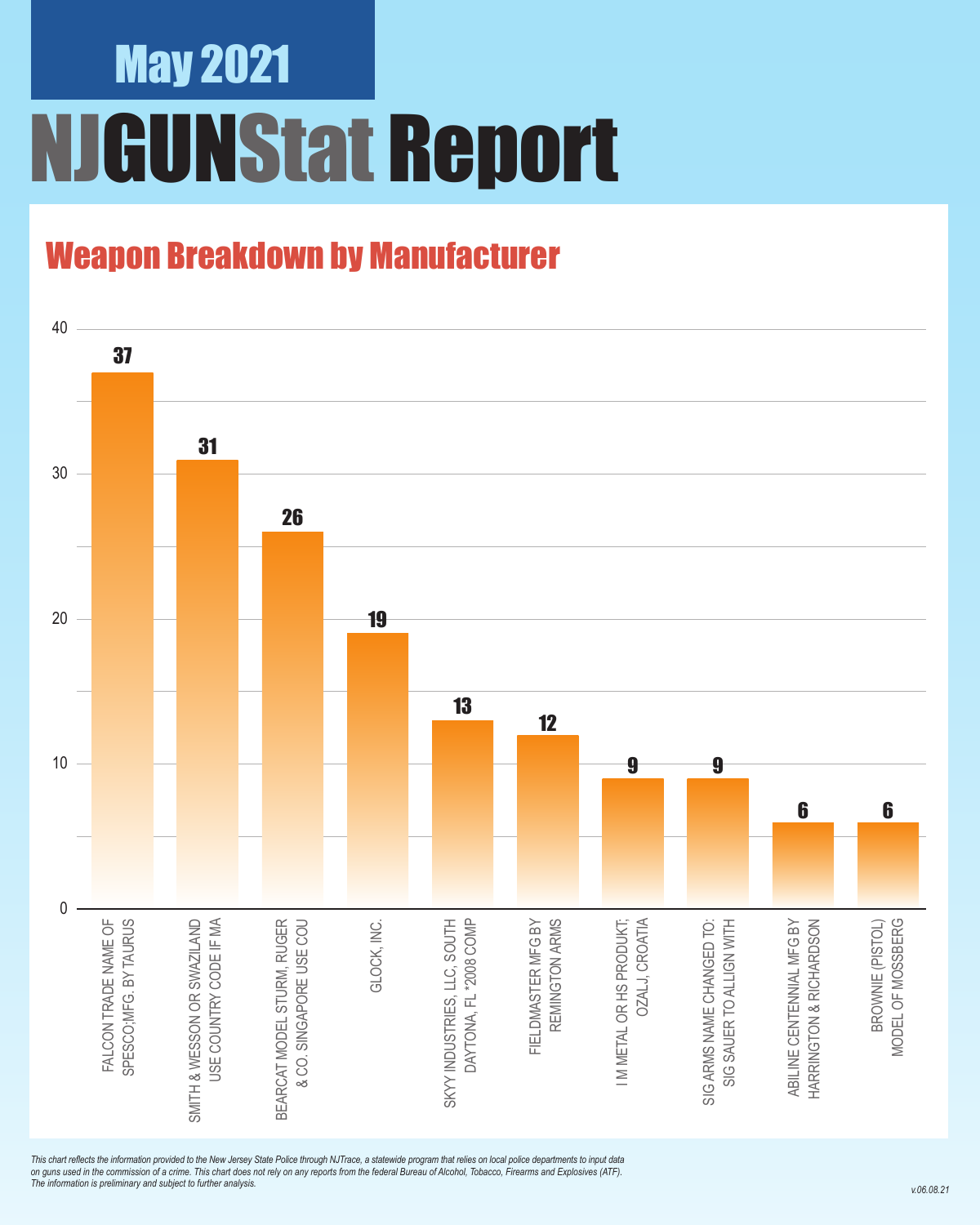# May 2021

# NJGUNStat Report

## Weapon Breakdown by Manufacturer

| Manufacturer | Count |
| --- | --- |
| FALCON TRADE NAME OF SPESCO;MFG. BY TAURUS | 37 |
| SMITH & WESSON OR SWAZILAND USE COUNTRY CODE IF MA | 31 |
| BEARCAT MODEL STURM, RUGER & CO. SINGAPORE USE COU | 26 |
| GLOCK, INC. | 19 |
| SKYY INDUSTRIES, LLC, SOUTH DAYTONA, FL *2008 COMP | 13 |
| FIELDMASTER MFG BY REMINGTON ARMS | 12 |
| I M METAL OR HS PRODUKT; OZALJ, CROATIA | 9 |
| SIG ARMS NAME CHANGED TO: SIG SAUER TO ALLIGN WITH | 9 |
| ABILINE CENTENNIAL MFG BY HARRINGTON & RICHARDSON | 6 |
| BROWNIE (PISTOL) MODEL OF MOSSBERG | 6 |

*This chart reflects the information provided to the New Jersey State Police through NJTrace, a statewide program that relies on local police departments to input data on guns used in the commission of a crime. This chart does not rely on any reports from the federal Bureau of Alcohol, Tobacco, Firearms and Explosives (ATF). The information is preliminary and subject to further analysis.*

*v.06.08.21*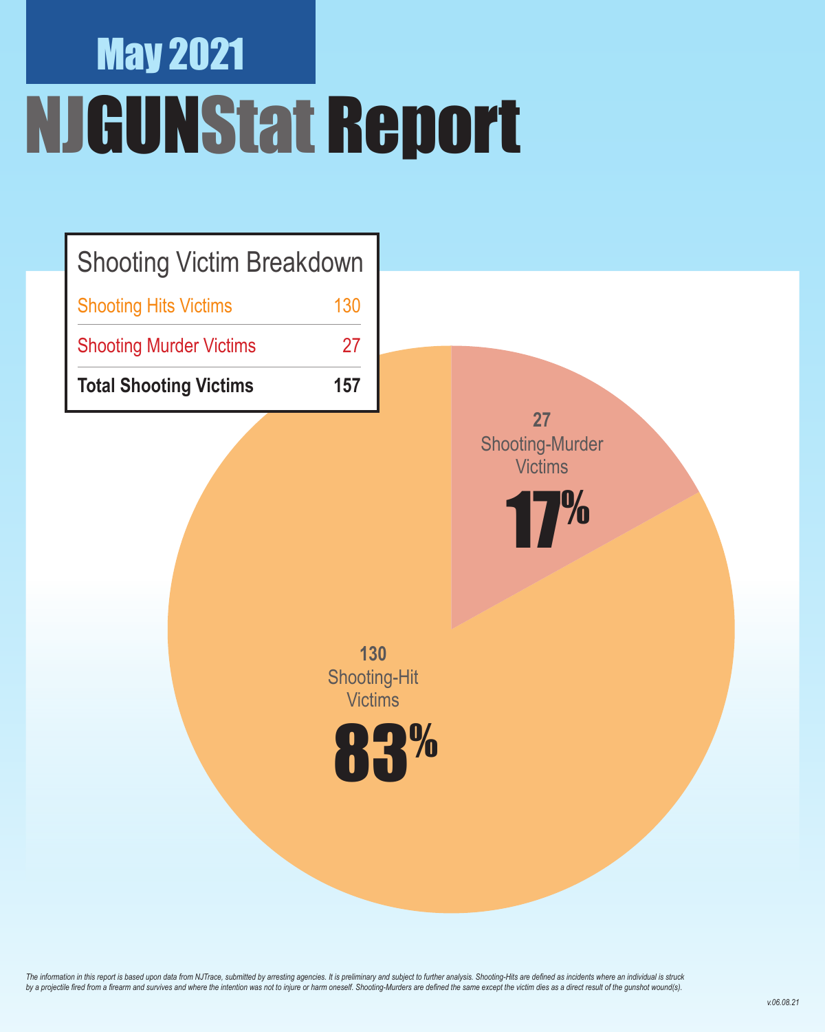## May 2021

# NJGUNStat Report

## Shooting Victim Breakdown

| | |
|---|---|
| Shooting Hits Victims | 130 |
| Shooting Murder Victims | 27 |
| **Total Shooting Victims** | **157** |

27
Shooting-Murder Victims
17%

130
Shooting-Hit Victims
83%

*The information in this report is based upon data from NJTrace, submitted by arresting agencies. It is preliminary and subject to further analysis. Shooting-Hits are defined as incidents where an individual is struck by a projectile fired from a firearm and survives and where the intention was not to injure or harm oneself. Shooting-Murders are defined the same except the victim dies as a direct result of the gunshot wound(s).*

*v.06.08.21*